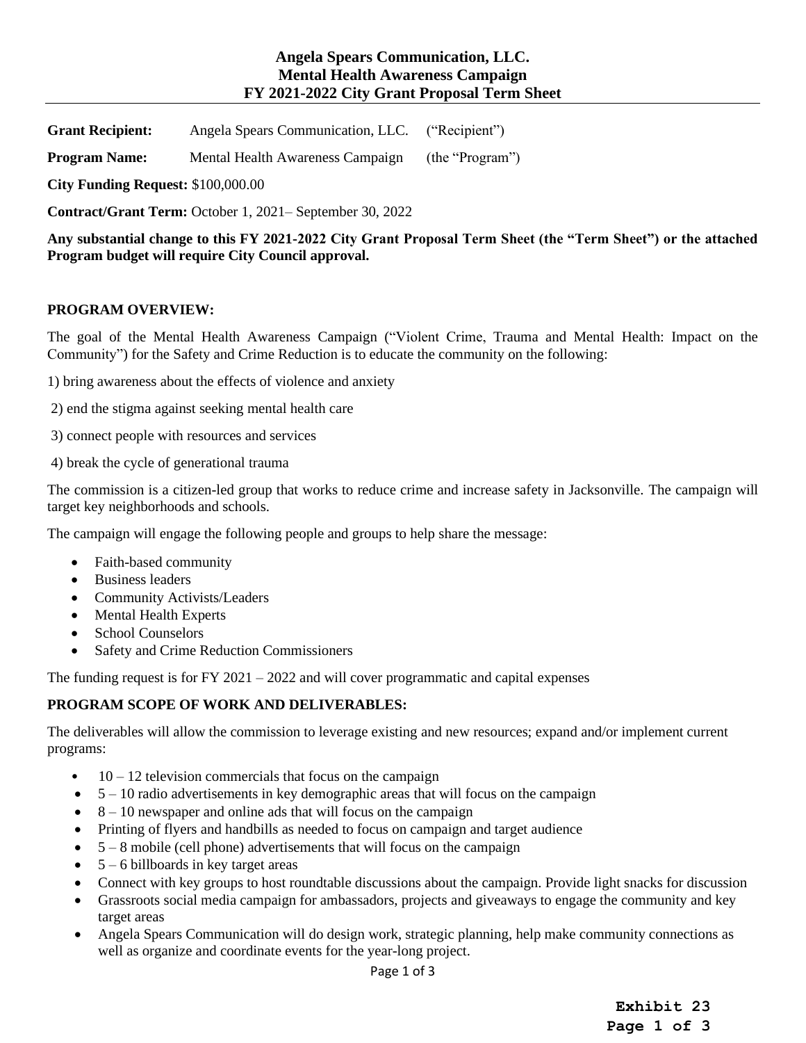# Angela Spears Communication, LLC.
## Mental Health Awareness Campaign
## FY 2021-2022 City Grant Proposal Term Sheet

**Grant Recipient:** Angela Spears Communication, LLC. ("Recipient")

**Program Name:** Mental Health Awareness Campaign (the "Program")

**City Funding Request:** $100,000.00

**Contract/Grant Term:** October 1, 2021– September 30, 2022

**Any substantial change to this FY 2021-2022 City Grant Proposal Term Sheet (the "Term Sheet") or the attached Program budget will require City Council approval.**

**PROGRAM OVERVIEW:**

The goal of the Mental Health Awareness Campaign ("Violent Crime, Trauma and Mental Health: Impact on the Community") for the Safety and Crime Reduction is to educate the community on the following:

1) bring awareness about the effects of violence and anxiety

2) end the stigma against seeking mental health care

3) connect people with resources and services

4) break the cycle of generational trauma

The commission is a citizen-led group that works to reduce crime and increase safety in Jacksonville. The campaign will target key neighborhoods and schools.

The campaign will engage the following people and groups to help share the message:

- Faith-based community
- Business leaders
- Community Activists/Leaders
- Mental Health Experts
- School Counselors
- Safety and Crime Reduction Commissioners

The funding request is for FY 2021 – 2022 and will cover programmatic and capital expenses

**PROGRAM SCOPE OF WORK AND DELIVERABLES:**

The deliverables will allow the commission to leverage existing and new resources; expand and/or implement current programs:

- 10 – 12 television commercials that focus on the campaign
- 5 – 10 radio advertisements in key demographic areas that will focus on the campaign
- 8 – 10 newspaper and online ads that will focus on the campaign
- Printing of flyers and handbills as needed to focus on campaign and target audience
- 5 – 8 mobile (cell phone) advertisements that will focus on the campaign
- 5 – 6 billboards in key target areas
- Connect with key groups to host roundtable discussions about the campaign. Provide light snacks for discussion
- Grassroots social media campaign for ambassadors, projects and giveaways to engage the community and key target areas
- Angela Spears Communication will do design work, strategic planning, help make community connections as well as organize and coordinate events for the year-long project.

**Exhibit 23**
**Page 1 of 3**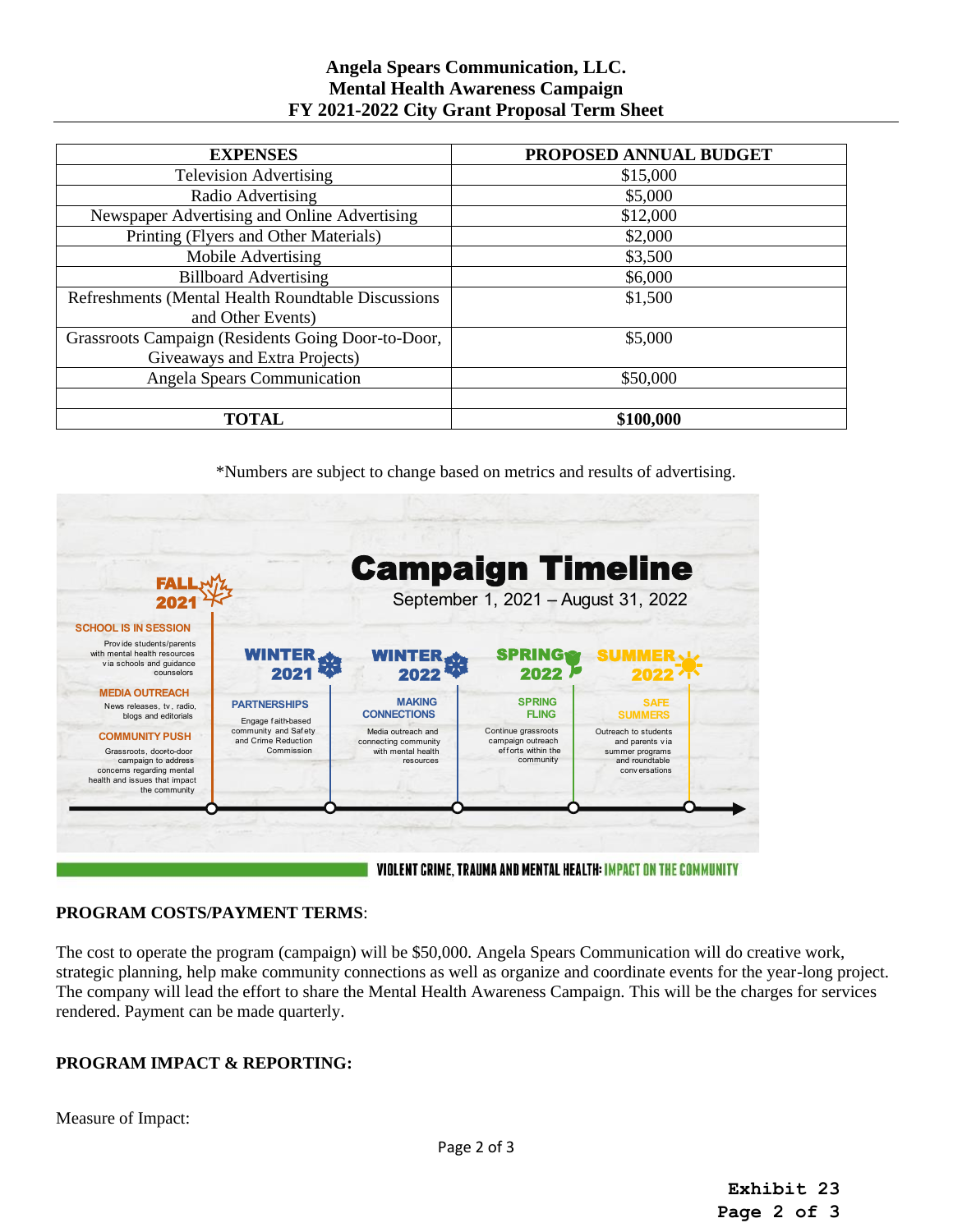**Angela Spears Communication, LLC.**
**Mental Health Awareness Campaign**
**FY 2021-2022 City Grant Proposal Term Sheet**

| EXPENSES | PROPOSED ANNUAL BUDGET |
|---|---|
| Television Advertising | $15,000 |
| Radio Advertising | $5,000 |
| Newspaper Advertising and Online Advertising | $12,000 |
| Printing (Flyers and Other Materials) | $2,000 |
| Mobile Advertising | $3,500 |
| Billboard Advertising | $6,000 |
| Refreshments (Mental Health Roundtable Discussions and Other Events) | $1,500 |
| Grassroots Campaign (Residents Going Door-to-Door, Giveaways and Extra Projects) | $5,000 |
| Angela Spears Communication | $50,000 |
| | |
| **TOTAL** | **$100,000** |

*Numbers are subject to change based on metrics and results of advertising.

Campaign Timeline
September 1, 2021 – August 31, 2022

FALL 2021
SCHOOL IS IN SESSION
Provide students/parents with mental health resources via schools and guidance counselors
MEDIA OUTREACH
News releases, tv, radio, blogs and editorials
COMMUNITY PUSH
Grassroots, door-to-door campaign to address concerns regarding mental health and issues that impact the community

WINTER 2021
PARTNERSHIPS
Engage faith-based community and Safety and Crime Reduction Commission

WINTER 2022
MAKING CONNECTIONS
Media outreach and connecting community with mental health resources

SPRING 2022
SPRING FLING
Continue grassroots campaign outreach efforts within the community

SUMMER 2022
SAFE SUMMERS
Outreach to students and parents via summer programs and roundtable conversations

VIOLENT CRIME, TRAUMA AND MENTAL HEALTH: IMPACT ON THE COMMUNITY

**PROGRAM COSTS/PAYMENT TERMS**:

The cost to operate the program (campaign) will be $50,000. Angela Spears Communication will do creative work, strategic planning, help make community connections as well as organize and coordinate events for the year-long project. The company will lead the effort to share the Mental Health Awareness Campaign. This will be the charges for services rendered. Payment can be made quarterly.

**PROGRAM IMPACT & REPORTING:**

Measure of Impact:

**Exhibit 23**
**Page 2 of 3**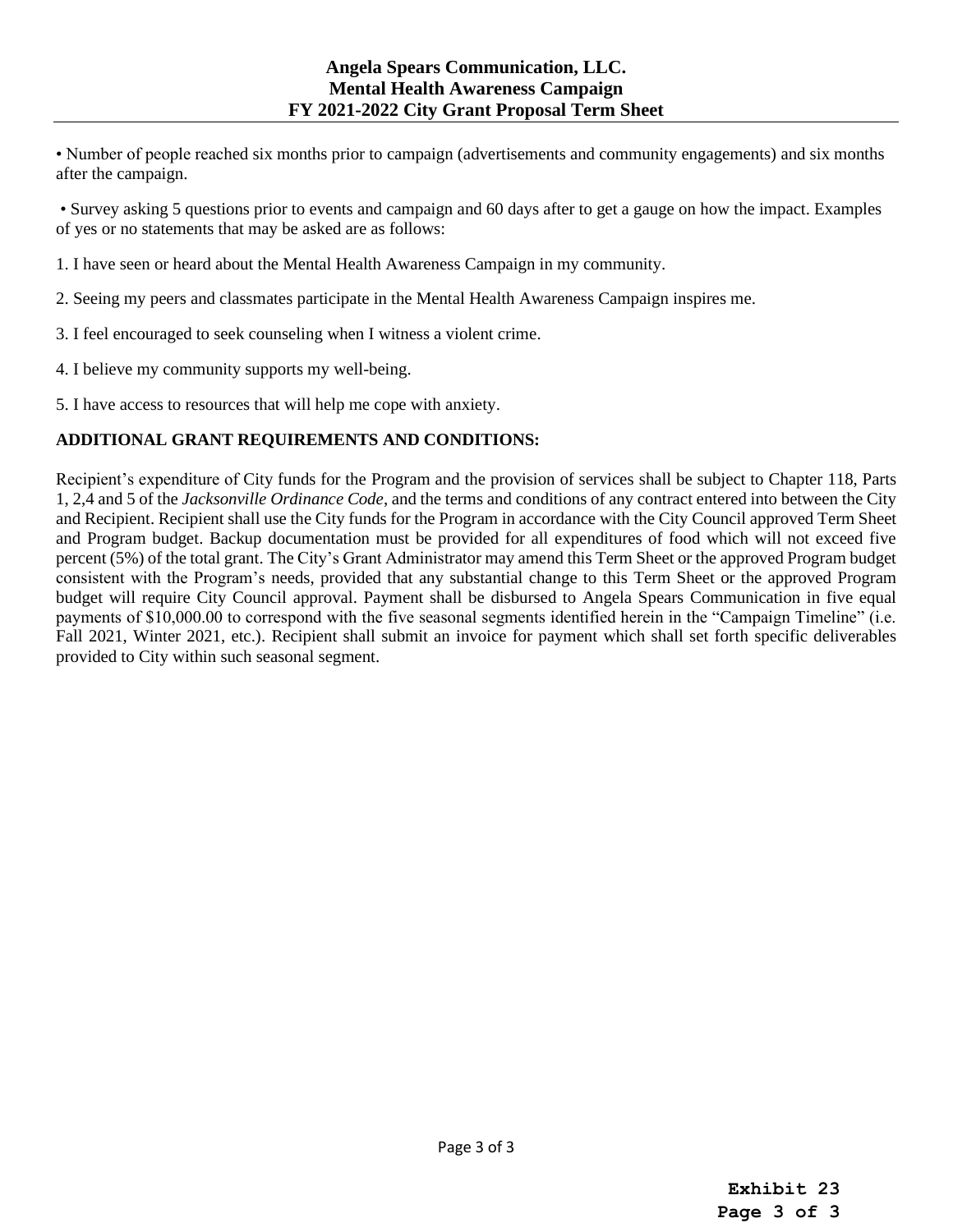• Number of people reached six months prior to campaign (advertisements and community engagements) and six months after the campaign.

• Survey asking 5 questions prior to events and campaign and 60 days after to get a gauge on how the impact. Examples of yes or no statements that may be asked are as follows:

1. I have seen or heard about the Mental Health Awareness Campaign in my community.

2. Seeing my peers and classmates participate in the Mental Health Awareness Campaign inspires me.

3. I feel encouraged to seek counseling when I witness a violent crime.

4. I believe my community supports my well-being.

5. I have access to resources that will help me cope with anxiety.

**ADDITIONAL GRANT REQUIREMENTS AND CONDITIONS:**

Recipient's expenditure of City funds for the Program and the provision of services shall be subject to Chapter 118, Parts 1, 2,4 and 5 of the *Jacksonville Ordinance Code*, and the terms and conditions of any contract entered into between the City and Recipient. Recipient shall use the City funds for the Program in accordance with the City Council approved Term Sheet and Program budget. Backup documentation must be provided for all expenditures of food which will not exceed five percent (5%) of the total grant. The City's Grant Administrator may amend this Term Sheet or the approved Program budget consistent with the Program's needs, provided that any substantial change to this Term Sheet or the approved Program budget will require City Council approval. Payment shall be disbursed to Angela Spears Communication in five equal payments of $10,000.00 to correspond with the five seasonal segments identified herein in the "Campaign Timeline" (i.e. Fall 2021, Winter 2021, etc.). Recipient shall submit an invoice for payment which shall set forth specific deliverables provided to City within such seasonal segment.

**Exhibit 23**
**Page 3 of 3**